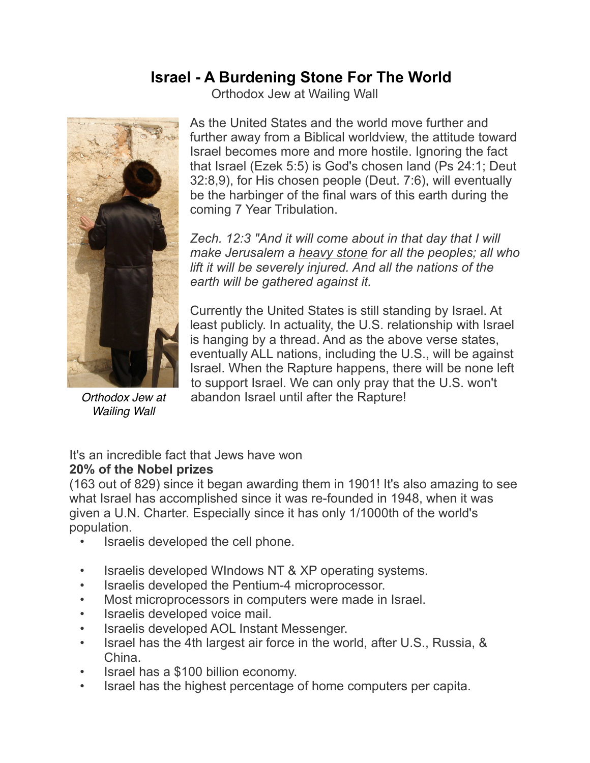# Israel - A Burdening Stone For The World

Orthodox Jew at Wailing Wall

*Orthodox Jew at Wailing Wall*

As the United States and the world move further and further away from a Biblical worldview, the attitude toward Israel becomes more and more hostile. Ignoring the fact that Israel (Ezek 5:5) is God's chosen land (Ps 24:1; Deut 32:8,9), for His chosen people (Deut. 7:6), will eventually be the harbinger of the final wars of this earth during the coming 7 Year Tribulation.

*Zech. 12:3 "And it will come about in that day that I will make Jerusalem a heavy stone for all the peoples; all who lift it will be severely injured. And all the nations of the earth will be gathered against it.*

Currently the United States is still standing by Israel. At least publicly. In actuality, the U.S. relationship with Israel is hanging by a thread. And as the above verse states, eventually ALL nations, including the U.S., will be against Israel. When the Rapture happens, there will be none left to support Israel. We can only pray that the U.S. won't abandon Israel until after the Rapture!

It's an incredible fact that Jews have won
**20% of the Nobel prizes**
(163 out of 829) since it began awarding them in 1901! It's also amazing to see what Israel has accomplished since it was re-founded in 1948, when it was given a U.N. Charter. Especially since it has only 1/1000th of the world's population.

- Israelis developed the cell phone.
- Israelis developed WIndows NT & XP operating systems.
- Israelis developed the Pentium-4 microprocessor.
- Most microprocessors in computers were made in Israel.
- Israelis developed voice mail.
- Israelis developed AOL Instant Messenger.
- Israel has the 4th largest air force in the world, after U.S., Russia, & China.
- Israel has a $100 billion economy.
- Israel has the highest percentage of home computers per capita.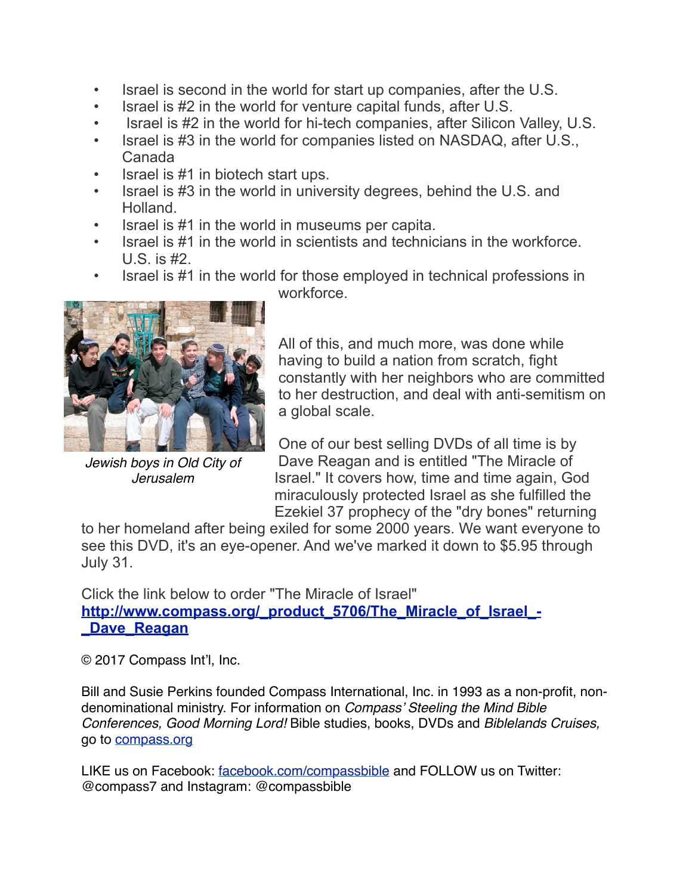- Israel is second in the world for start up companies, after the U.S.
- Israel is #2 in the world for venture capital funds, after U.S.
- Israel is #2 in the world for hi-tech companies, after Silicon Valley, U.S.
- Israel is #3 in the world for companies listed on NASDAQ, after U.S., Canada
- Israel is #1 in biotech start ups.
- Israel is #3 in the world in university degrees, behind the U.S. and Holland.
- Israel is #1 in the world in museums per capita.
- Israel is #1 in the world in scientists and technicians in the workforce. U.S. is #2.
- Israel is #1 in the world for those employed in technical professions in workforce.

*Jewish boys in Old City of Jerusalem*

All of this, and much more, was done while having to build a nation from scratch, fight constantly with her neighbors who are committed to her destruction, and deal with anti-semitism on a global scale.

One of our best selling DVDs of all time is by Dave Reagan and is entitled "The Miracle of Israel." It covers how, time and time again, God miraculously protected Israel as she fulfilled the Ezekiel 37 prophecy of the "dry bones" returning to her homeland after being exiled for some 2000 years. We want everyone to see this DVD, it's an eye-opener. And we've marked it down to $5.95 through July 31.

Click the link below to order "The Miracle of Israel"
**[http://www.compass.org/_product_5706/The_Miracle_of_Israel_-_Dave_Reagan](http://www.compass.org/_product_5706/The_Miracle_of_Israel_-_Dave_Reagan)**

© 2017 Compass Int'l, Inc.

Bill and Susie Perkins founded Compass International, Inc. in 1993 as a non-profit, non-denominational ministry. For information on *Compass' Steeling the Mind Bible Conferences, Good Morning Lord!* Bible studies, books, DVDs and *Biblelands Cruises,* go to [compass.org](http://compass.org)

LIKE us on Facebook: [facebook.com/compassbible](http://facebook.com/compassbible) and FOLLOW us on Twitter: @compass7 and Instagram: @compassbible